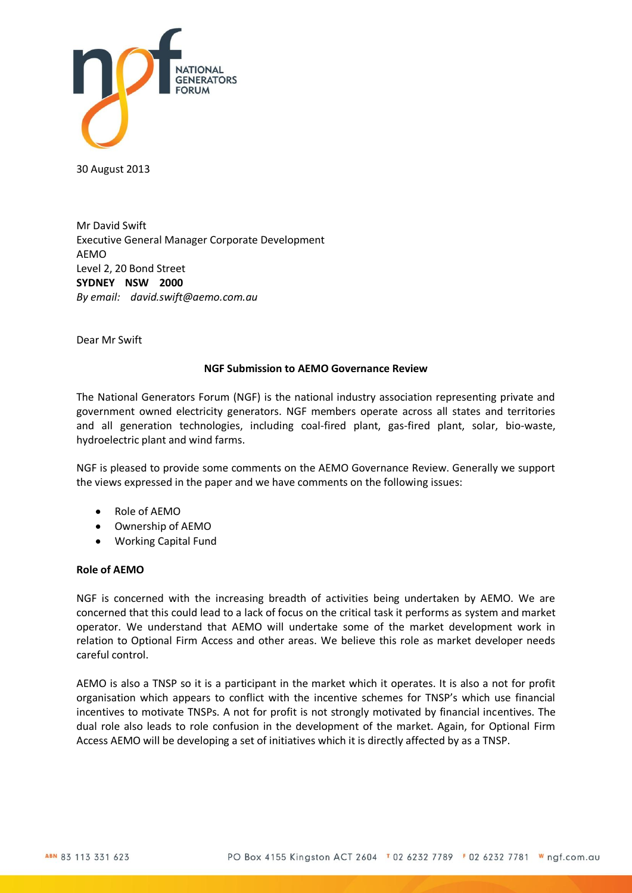30 August 2013

Mr David Swift
Executive General Manager Corporate Development
AEMO
Level 2, 20 Bond Street
**SYDNEY NSW 2000**
*By email: david.swift@aemo.com.au*

Dear Mr Swift

**NGF Submission to AEMO Governance Review**

The National Generators Forum (NGF) is the national industry association representing private and government owned electricity generators. NGF members operate across all states and territories and all generation technologies, including coal-fired plant, gas-fired plant, solar, bio-waste, hydroelectric plant and wind farms.

NGF is pleased to provide some comments on the AEMO Governance Review. Generally we support the views expressed in the paper and we have comments on the following issues:

- Role of AEMO
- Ownership of AEMO
- Working Capital Fund

**Role of AEMO**

NGF is concerned with the increasing breadth of activities being undertaken by AEMO. We are concerned that this could lead to a lack of focus on the critical task it performs as system and market operator. We understand that AEMO will undertake some of the market development work in relation to Optional Firm Access and other areas. We believe this role as market developer needs careful control.

AEMO is also a TNSP so it is a participant in the market which it operates. It is also a not for profit organisation which appears to conflict with the incentive schemes for TNSP's which use financial incentives to motivate TNSPs. A not for profit is not strongly motivated by financial incentives. The dual role also leads to role confusion in the development of the market. Again, for Optional Firm Access AEMO will be developing a set of initiatives which it is directly affected by as a TNSP.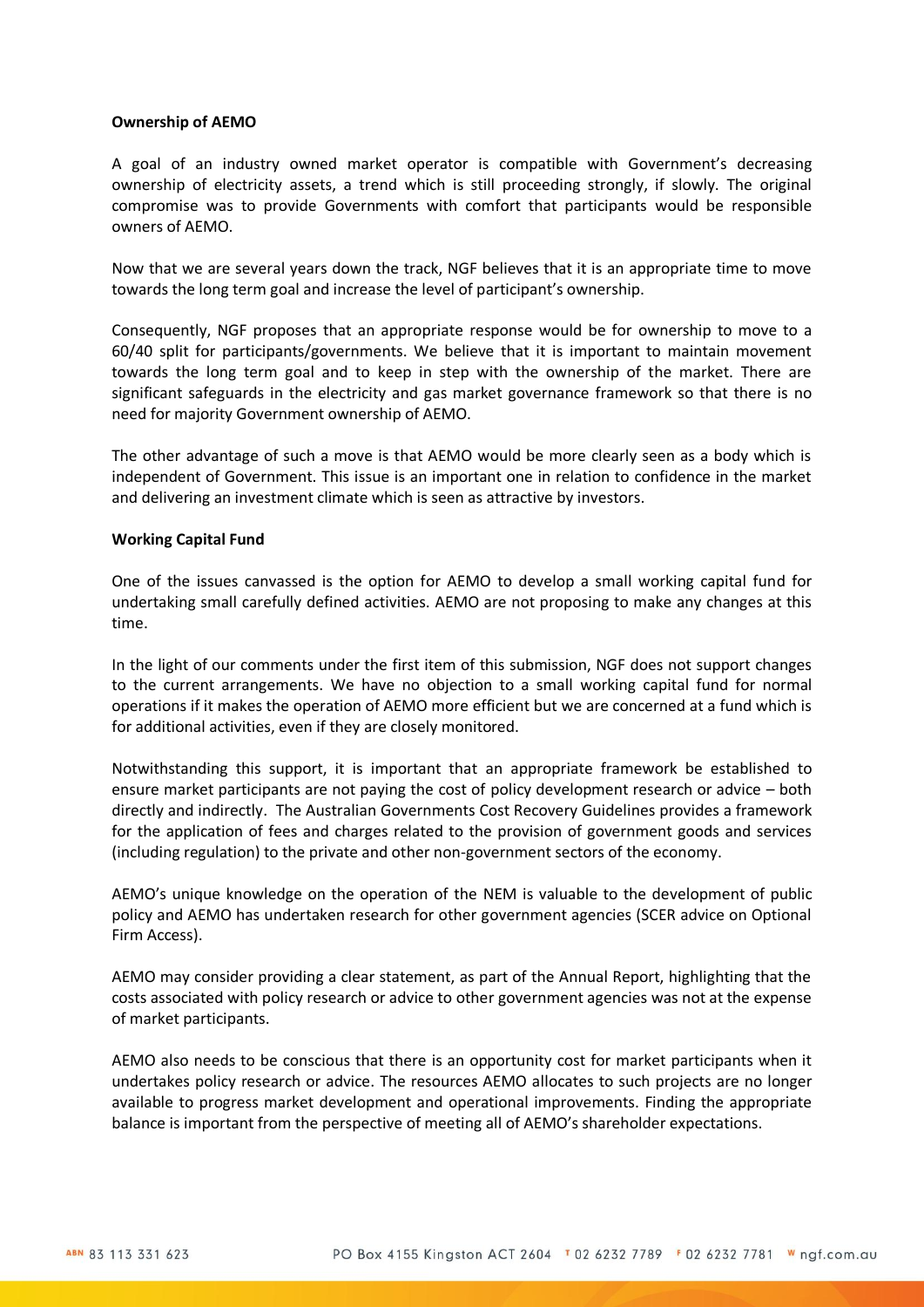**Ownership of AEMO**

A goal of an industry owned market operator is compatible with Government's decreasing ownership of electricity assets, a trend which is still proceeding strongly, if slowly. The original compromise was to provide Governments with comfort that participants would be responsible owners of AEMO.

Now that we are several years down the track, NGF believes that it is an appropriate time to move towards the long term goal and increase the level of participant's ownership.

Consequently, NGF proposes that an appropriate response would be for ownership to move to a 60/40 split for participants/governments. We believe that it is important to maintain movement towards the long term goal and to keep in step with the ownership of the market. There are significant safeguards in the electricity and gas market governance framework so that there is no need for majority Government ownership of AEMO.

The other advantage of such a move is that AEMO would be more clearly seen as a body which is independent of Government. This issue is an important one in relation to confidence in the market and delivering an investment climate which is seen as attractive by investors.

**Working Capital Fund**

One of the issues canvassed is the option for AEMO to develop a small working capital fund for undertaking small carefully defined activities. AEMO are not proposing to make any changes at this time.

In the light of our comments under the first item of this submission, NGF does not support changes to the current arrangements. We have no objection to a small working capital fund for normal operations if it makes the operation of AEMO more efficient but we are concerned at a fund which is for additional activities, even if they are closely monitored.

Notwithstanding this support, it is important that an appropriate framework be established to ensure market participants are not paying the cost of policy development research or advice – both directly and indirectly. The Australian Governments Cost Recovery Guidelines provides a framework for the application of fees and charges related to the provision of government goods and services (including regulation) to the private and other non-government sectors of the economy.

AEMO's unique knowledge on the operation of the NEM is valuable to the development of public policy and AEMO has undertaken research for other government agencies (SCER advice on Optional Firm Access).

AEMO may consider providing a clear statement, as part of the Annual Report, highlighting that the costs associated with policy research or advice to other government agencies was not at the expense of market participants.

AEMO also needs to be conscious that there is an opportunity cost for market participants when it undertakes policy research or advice. The resources AEMO allocates to such projects are no longer available to progress market development and operational improvements. Finding the appropriate balance is important from the perspective of meeting all of AEMO's shareholder expectations.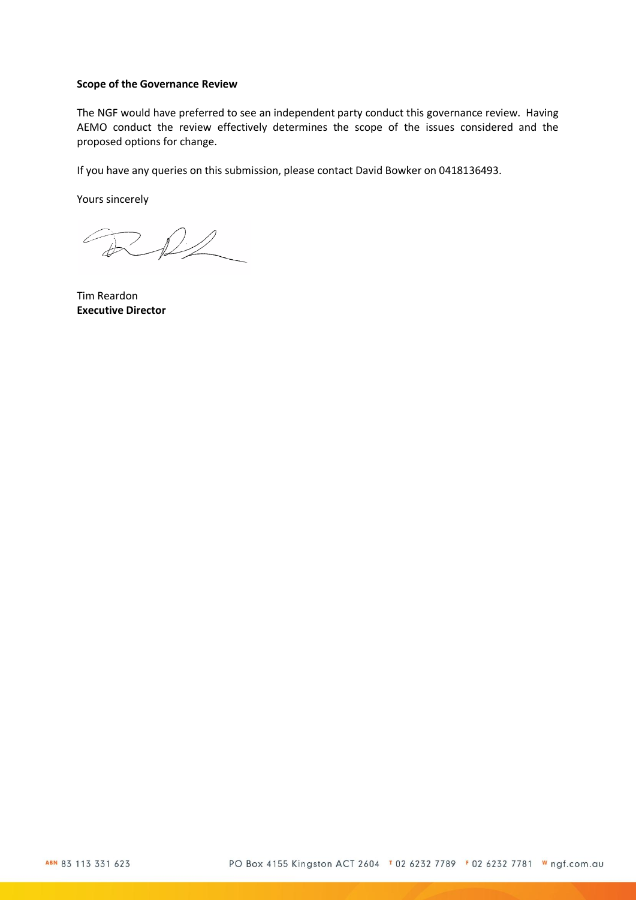**Scope of the Governance Review**

The NGF would have preferred to see an independent party conduct this governance review. Having AEMO conduct the review effectively determines the scope of the issues considered and the proposed options for change.

If you have any queries on this submission, please contact David Bowker on 0418136493.

Yours sincerely

Tim Reardon
**Executive Director**